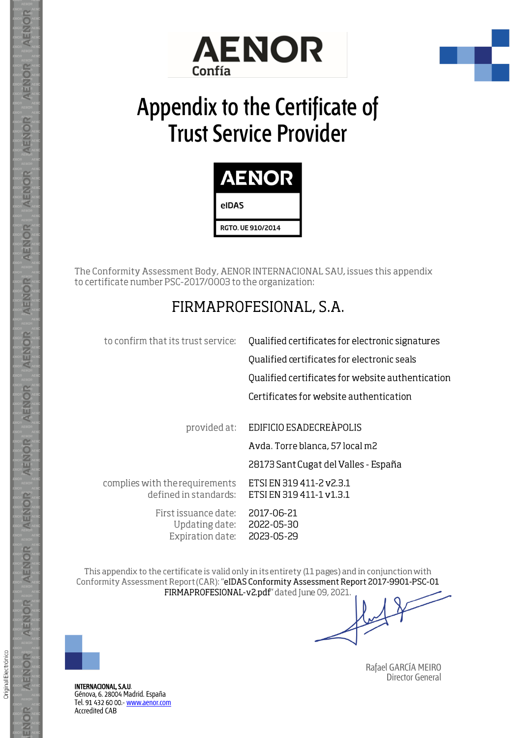AENOR
Confía

# Appendix to the Certificate of Trust Service Provider

AENOR

eIDAS

RGTO. UE 910/2014

The Conformity Assessment Body, AENOR INTERNACIONAL SAU, issues this appendix to certificate number PSC-2017/0003 to the organization:

## FIRMAPROFESIONAL, S.A.

| | |
|---|---|
| to confirm that its trust service: | Qualified certificates for electronic signatures |
| | Qualified certificates for electronic seals |
| | Qualified certificates for website authentication |
| | Certificates for website authentication |
| provided at: | EDIFICIO ESADECREÀPOLIS |
| | Avda. Torre blanca, 57 local m2 |
| | 28173 Sant Cugat del Valles - España |
| complies with the requirements defined in standards: | ETSI EN 319 411-2 v2.3.1<br>ETSI EN 319 411-1 v1.3.1 |
| First issuance date: | 2017-06-21 |
| Updating date: | 2022-05-30 |
| Expiration date: | 2023-05-29 |

This appendix to the certificate is valid only in its entirety (11 pages) and in conjunction with Conformity Assessment Report (CAR): "eIDAS Conformity Assessment Report 2017-9901-PSC-01 FIRMAPROFESIONAL-v2.pdf" dated June 09, 2021.

Rafael GARCÍA MEIRO
Director General

**INTERNACIONAL, S.A.U.**
Génova, 6. 28004 Madrid. España
Tel. 91 432 60 00.- www.aenor.com
Accredited CAB

Original Electrónico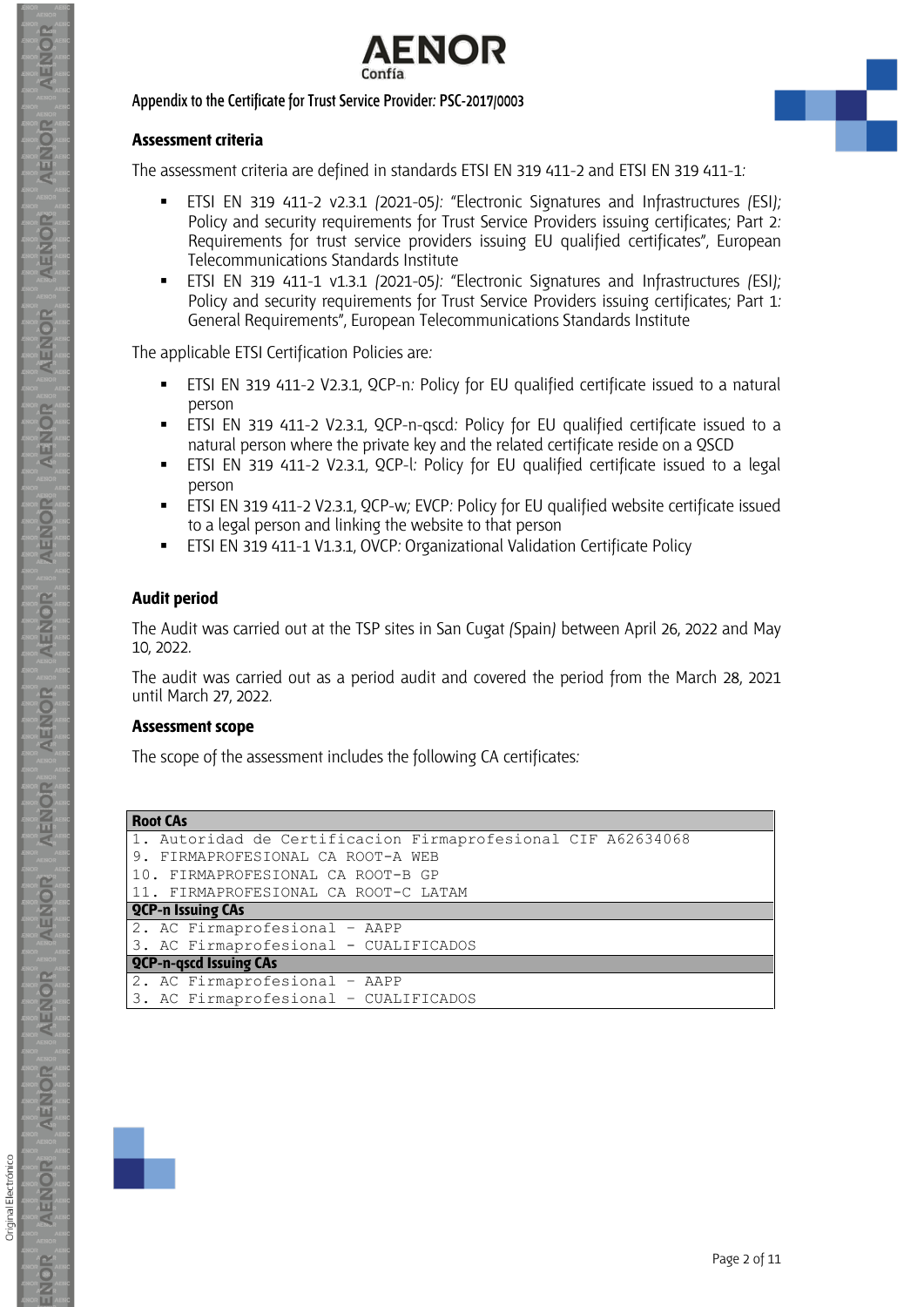Appendix to the Certificate for Trust Service Provider: PSC-2017/0003

### Assessment criteria

The assessment criteria are defined in standards ETSI EN 319 411-2 and ETSI EN 319 411-1:

- ETSI EN 319 411-2 v2.3.1 (2021-05): "Electronic Signatures and Infrastructures (ESI); Policy and security requirements for Trust Service Providers issuing certificates; Part 2: Requirements for trust service providers issuing EU qualified certificates", European Telecommunications Standards Institute
- ETSI EN 319 411-1 v1.3.1 (2021-05): "Electronic Signatures and Infrastructures (ESI); Policy and security requirements for Trust Service Providers issuing certificates; Part 1: General Requirements", European Telecommunications Standards Institute

The applicable ETSI Certification Policies are:

- ETSI EN 319 411-2 V2.3.1, QCP-n: Policy for EU qualified certificate issued to a natural person
- ETSI EN 319 411-2 V2.3.1, QCP-n-qscd: Policy for EU qualified certificate issued to a natural person where the private key and the related certificate reside on a QSCD
- ETSI EN 319 411-2 V2.3.1, QCP-l: Policy for EU qualified certificate issued to a legal person
- ETSI EN 319 411-2 V2.3.1, QCP-w; EVCP: Policy for EU qualified website certificate issued to a legal person and linking the website to that person
- ETSI EN 319 411-1 V1.3.1, OVCP: Organizational Validation Certificate Policy

### Audit period

The Audit was carried out at the TSP sites in San Cugat (Spain) between April 26, 2022 and May 10, 2022.

The audit was carried out as a period audit and covered the period from the March 28, 2021 until March 27, 2022.

### Assessment scope

The scope of the assessment includes the following CA certificates:

| **Root CAs** |
|---|
| 1. Autoridad de Certificacion Firmaprofesional CIF A62634068 |
| 9. FIRMAPROFESIONAL CA ROOT-A WEB |
| 10. FIRMAPROFESIONAL CA ROOT-B GP |
| 11. FIRMAPROFESIONAL CA ROOT-C LATAM |
| **QCP-n Issuing CAs** |
| 2. AC Firmaprofesional - AAPP |
| 3. AC Firmaprofesional - CUALIFICADOS |
| **QCP-n-qscd Issuing CAs** |
| 2. AC Firmaprofesional - AAPP |
| 3. AC Firmaprofesional - CUALIFICADOS |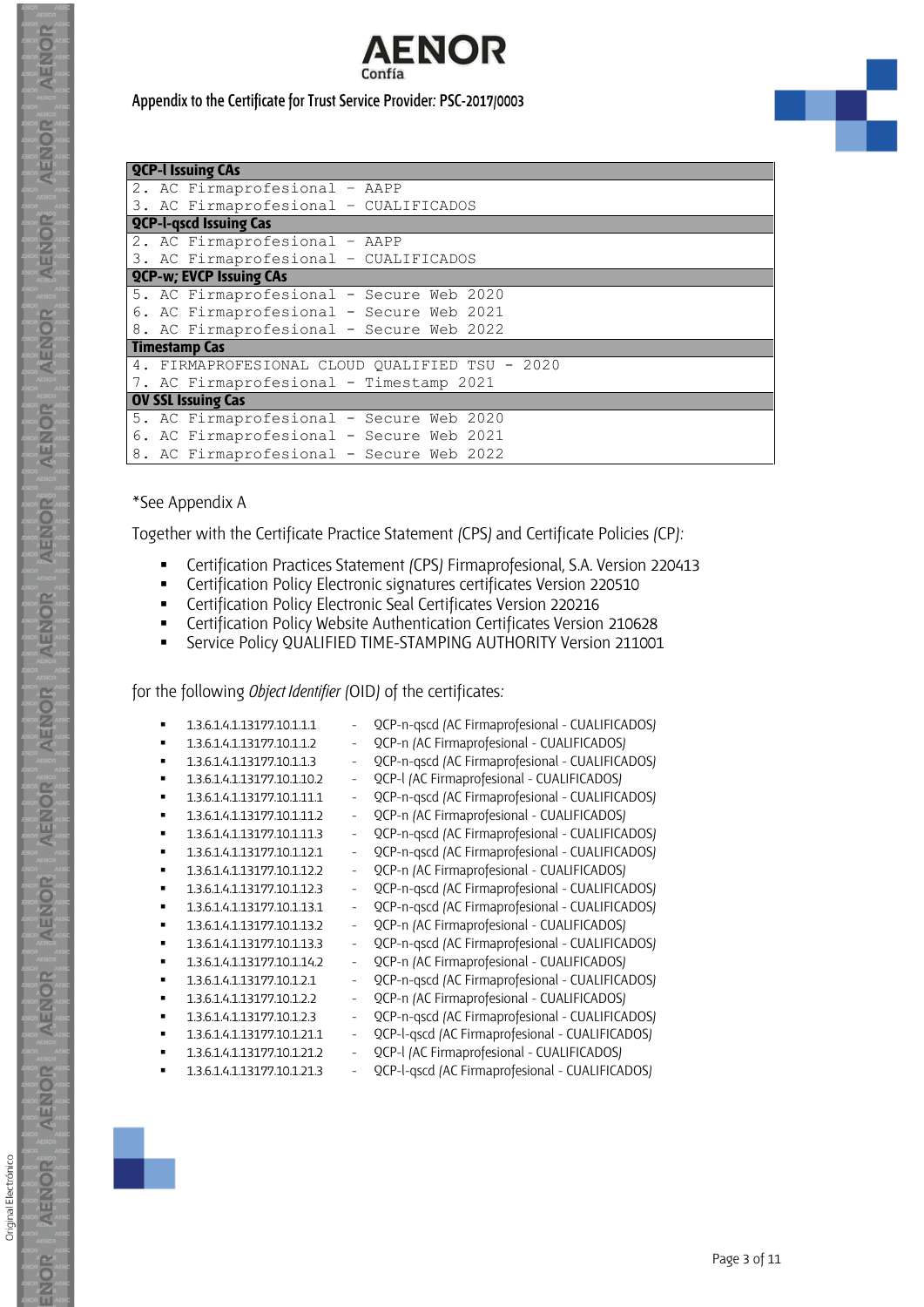# AENOR Confía

## Appendix to the Certificate for Trust Service Provider: PSC-2017/0003

| QCP-l Issuing CAs |
|---|
| 2. AC Firmaprofesional – AAPP |
| 3. AC Firmaprofesional – CUALIFICADOS |
| **QCP-l-qscd Issuing Cas** |
| 2. AC Firmaprofesional – AAPP |
| 3. AC Firmaprofesional – CUALIFICADOS |
| **QCP-w; EVCP Issuing CAs** |
| 5. AC Firmaprofesional - Secure Web 2020 |
| 6. AC Firmaprofesional - Secure Web 2021 |
| 8. AC Firmaprofesional - Secure Web 2022 |
| **Timestamp Cas** |
| 4. FIRMAPROFESIONAL CLOUD QUALIFIED TSU – 2020 |
| 7. AC Firmaprofesional - Timestamp 2021 |
| **OV SSL Issuing Cas** |
| 5. AC Firmaprofesional - Secure Web 2020 |
| 6. AC Firmaprofesional - Secure Web 2021 |
| 8. AC Firmaprofesional - Secure Web 2022 |

*See Appendix A

Together with the Certificate Practice Statement (CPS) and Certificate Policies (CP):

- Certification Practices Statement (CPS) Firmaprofesional, S.A. Version 220413
- Certification Policy Electronic signatures certificates Version 220510
- Certification Policy Electronic Seal Certificates Version 220216
- Certification Policy Website Authentication Certificates Version 210628
- Service Policy QUALIFIED TIME-STAMPING AUTHORITY Version 211001

for the following *Object Identifier* (OID) of the certificates:

- 1.3.6.1.4.1.13177.10.1.1.1 - QCP-n-qscd (AC Firmaprofesional - CUALIFICADOS)
- 1.3.6.1.4.1.13177.10.1.1.2 - QCP-n (AC Firmaprofesional - CUALIFICADOS)
- 1.3.6.1.4.1.13177.10.1.1.3 - QCP-n-qscd (AC Firmaprofesional - CUALIFICADOS)
- 1.3.6.1.4.1.13177.10.1.10.2 - QCP-l (AC Firmaprofesional - CUALIFICADOS)
- 1.3.6.1.4.1.13177.10.1.11.1 - QCP-n-qscd (AC Firmaprofesional - CUALIFICADOS)
- 1.3.6.1.4.1.13177.10.1.11.2 - QCP-n (AC Firmaprofesional - CUALIFICADOS)
- 1.3.6.1.4.1.13177.10.1.11.3 - QCP-n-qscd (AC Firmaprofesional - CUALIFICADOS)
- 1.3.6.1.4.1.13177.10.1.12.1 - QCP-n-qscd (AC Firmaprofesional - CUALIFICADOS)
- 1.3.6.1.4.1.13177.10.1.12.2 - QCP-n (AC Firmaprofesional - CUALIFICADOS)
- 1.3.6.1.4.1.13177.10.1.12.3 - QCP-n-qscd (AC Firmaprofesional - CUALIFICADOS)
- 1.3.6.1.4.1.13177.10.1.13.1 - QCP-n-qscd (AC Firmaprofesional - CUALIFICADOS)
- 1.3.6.1.4.1.13177.10.1.13.2 - QCP-n (AC Firmaprofesional - CUALIFICADOS)
- 1.3.6.1.4.1.13177.10.1.13.3 - QCP-n-qscd (AC Firmaprofesional - CUALIFICADOS)
- 1.3.6.1.4.1.13177.10.1.14.2 - QCP-n (AC Firmaprofesional - CUALIFICADOS)
- 1.3.6.1.4.1.13177.10.1.2.1 - QCP-n-qscd (AC Firmaprofesional - CUALIFICADOS)
- 1.3.6.1.4.1.13177.10.1.2.2 - QCP-n (AC Firmaprofesional - CUALIFICADOS)
- 1.3.6.1.4.1.13177.10.1.2.3 - QCP-n-qscd (AC Firmaprofesional - CUALIFICADOS)
- 1.3.6.1.4.1.13177.10.1.21.1 - QCP-l-qscd (AC Firmaprofesional - CUALIFICADOS)
- 1.3.6.1.4.1.13177.10.1.21.2 - QCP-l (AC Firmaprofesional - CUALIFICADOS)
- 1.3.6.1.4.1.13177.10.1.21.3 - QCP-l-qscd (AC Firmaprofesional - CUALIFICADOS)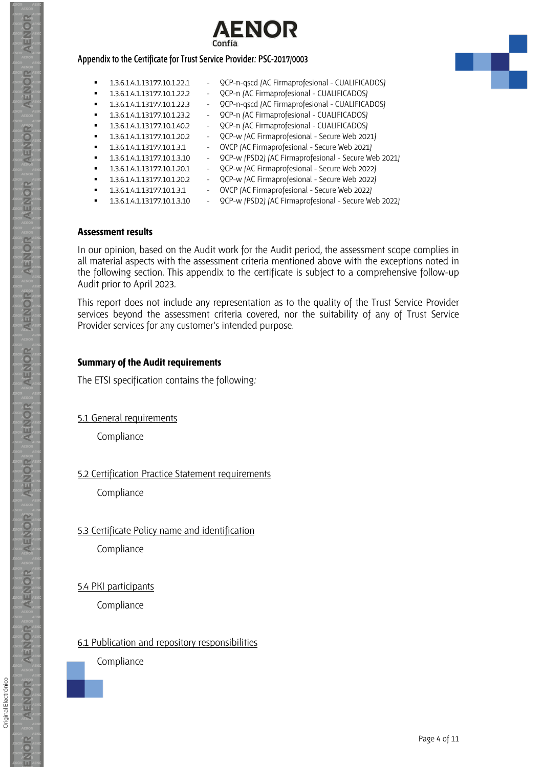Appendix to the Certificate for Trust Service Provider: PSC-2017/0003

- 1.3.6.1.4.1.13177.10.1.22.1 - QCP-n-qscd (AC Firmaprofesional - CUALIFICADOS)
- 1.3.6.1.4.1.13177.10.1.22.2 - QCP-n (AC Firmaprofesional - CUALIFICADOS)
- 1.3.6.1.4.1.13177.10.1.22.3 - QCP-n-qscd (AC Firmaprofesional - CUALIFICADOS)
- 1.3.6.1.4.1.13177.10.1.23.2 - QCP-n (AC Firmaprofesional - CUALIFICADOS)
- 1.3.6.1.4.1.13177.10.1.40.2 - QCP-n (AC Firmaprofesional - CUALIFICADOS)
- 1.3.6.1.4.1.13177.10.1.20.2 - QCP-w (AC Firmaprofesional - Secure Web 2021)
- 1.3.6.1.4.1.13177.10.1.3.1 - OVCP (AC Firmaprofesional - Secure Web 2021)
- 1.3.6.1.4.1.13177.10.1.3.10 - QCP-w (PSD2) (AC Firmaprofesional - Secure Web 2021)
- 1.3.6.1.4.1.13177.10.1.20.1 - QCP-w (AC Firmaprofesional - Secure Web 2022)
- 1.3.6.1.4.1.13177.10.1.20.2 - QCP-w (AC Firmaprofesional - Secure Web 2022)
- 1.3.6.1.4.1.13177.10.1.3.1 - OVCP (AC Firmaprofesional - Secure Web 2022)
- 1.3.6.1.4.1.13177.10.1.3.10 - QCP-w (PSD2) (AC Firmaprofesional - Secure Web 2022)

**Assessment results**

In our opinion, based on the Audit work for the Audit period, the assessment scope complies in all material aspects with the assessment criteria mentioned above with the exceptions noted in the following section. This appendix to the certificate is subject to a comprehensive follow-up Audit prior to April 2023.

This report does not include any representation as to the quality of the Trust Service Provider services beyond the assessment criteria covered, nor the suitability of any of Trust Service Provider services for any customer's intended purpose.

**Summary of the Audit requirements**

The ETSI specification contains the following:

5.1 General requirements

Compliance

5.2 Certification Practice Statement requirements

Compliance

5.3 Certificate Policy name and identification

Compliance

5.4 PKI participants

Compliance

6.1 Publication and repository responsibilities

Compliance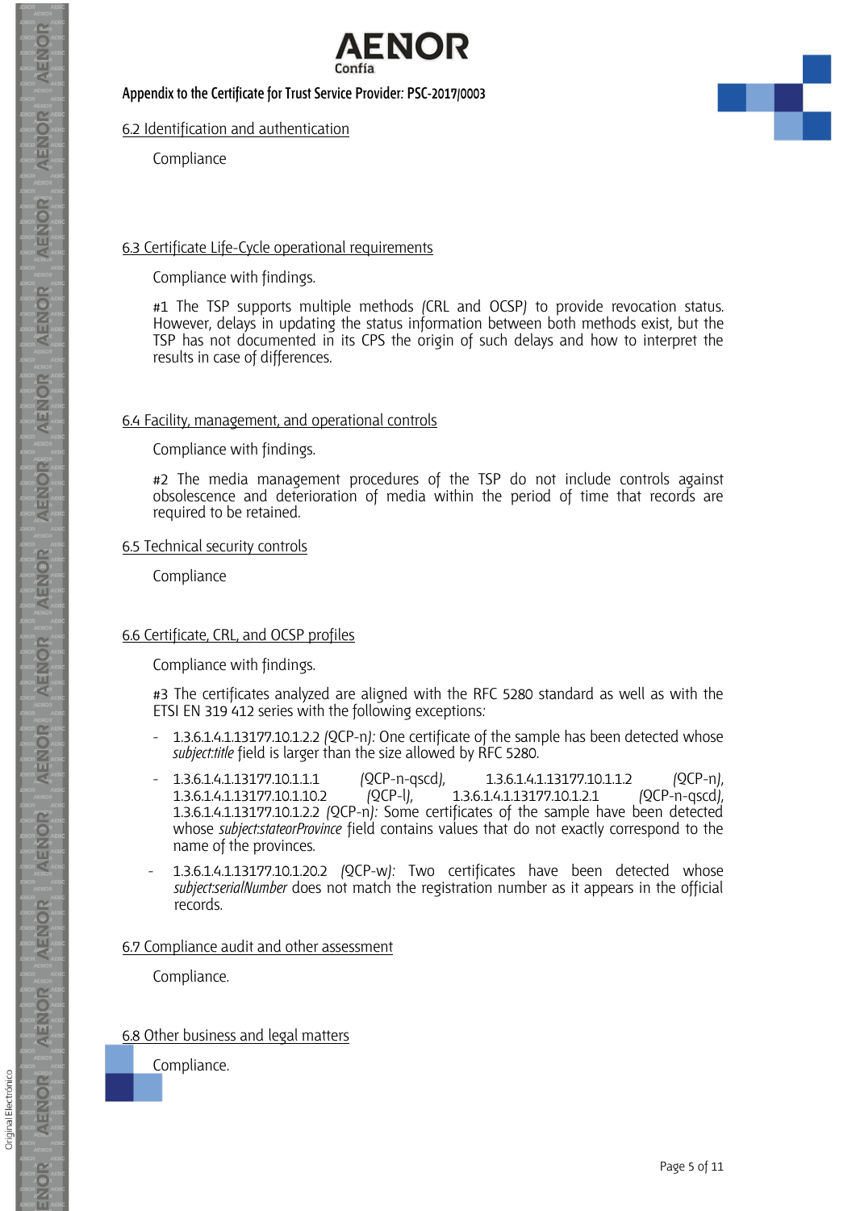**Appendix to the Certificate for Trust Service Provider: PSC-2017/0003**

## 6.2 Identification and authentication

Compliance

## 6.3 Certificate Life-Cycle operational requirements

Compliance with findings.

#1 The TSP supports multiple methods (CRL and OCSP) to provide revocation status. However, delays in updating the status information between both methods exist, but the TSP has not documented in its CPS the origin of such delays and how to interpret the results in case of differences.

## 6.4 Facility, management, and operational controls

Compliance with findings.

#2 The media management procedures of the TSP do not include controls against obsolescence and deterioration of media within the period of time that records are required to be retained.

## 6.5 Technical security controls

Compliance

## 6.6 Certificate, CRL, and OCSP profiles

Compliance with findings.

#3 The certificates analyzed are aligned with the RFC 5280 standard as well as with the ETSI EN 319 412 series with the following exceptions:

- 1.3.6.1.4.1.13177.10.1.2.2 (QCP-n): One certificate of the sample has been detected whose *subject:title* field is larger than the size allowed by RFC 5280.
- 1.3.6.1.4.1.13177.10.1.1.1 (QCP-n-qscd), 1.3.6.1.4.1.13177.10.1.1.2 (QCP-n), 1.3.6.1.4.1.13177.10.1.10.2 (QCP-l), 1.3.6.1.4.1.13177.10.1.2.1 (QCP-n-qscd), 1.3.6.1.4.1.13177.10.1.2.2 (QCP-n): Some certificates of the sample have been detected whose *subject:stateorProvince* field contains values that do not exactly correspond to the name of the provinces.
- 1.3.6.1.4.1.13177.10.1.20.2 (QCP-w): Two certificates have been detected whose *subject:serialNumber* does not match the registration number as it appears in the official records.

## 6.7 Compliance audit and other assessment

Compliance.

## 6.8 Other business and legal matters

Compliance.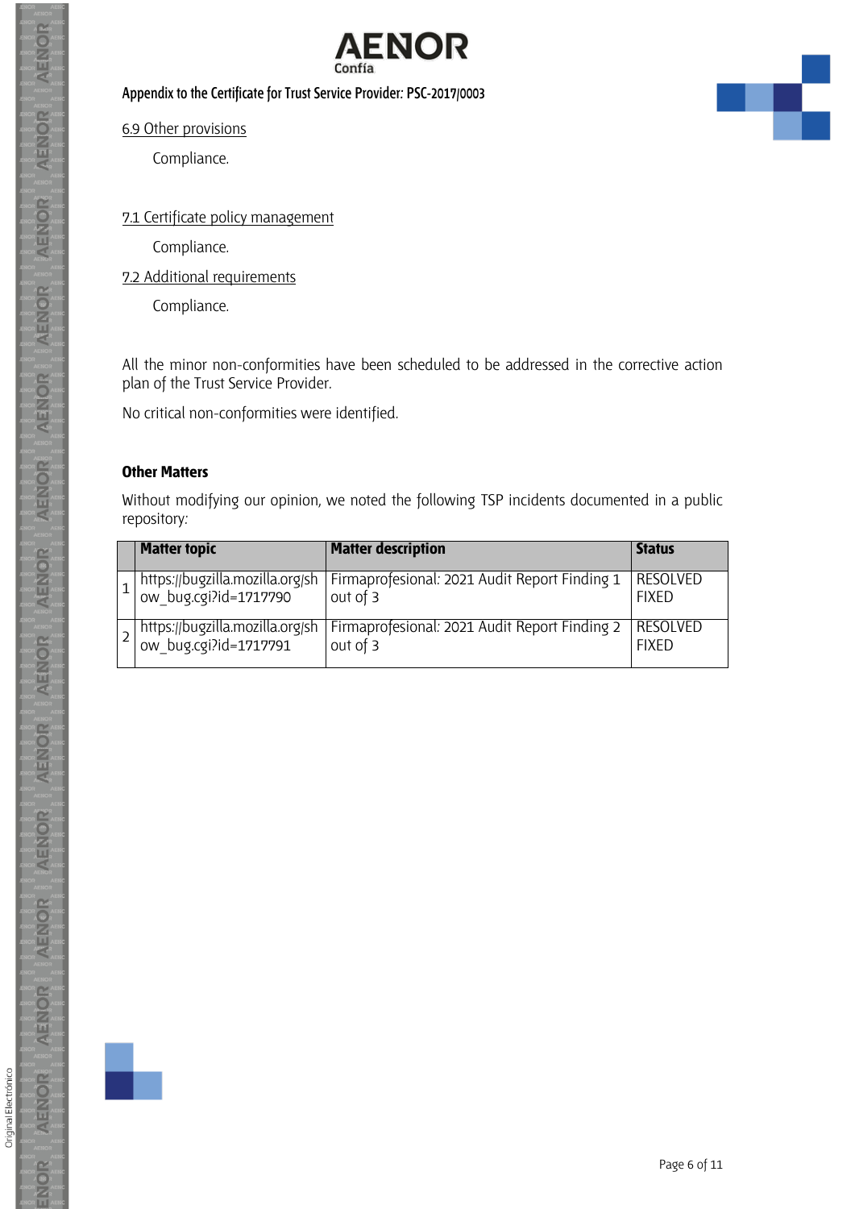Appendix to the Certificate for Trust Service Provider: PSC-2017/0003

6.9 Other provisions

Compliance.

7.1 Certificate policy management

Compliance.

7.2 Additional requirements

Compliance.

All the minor non-conformities have been scheduled to be addressed in the corrective action plan of the Trust Service Provider.

No critical non-conformities were identified.

**Other Matters**

Without modifying our opinion, we noted the following TSP incidents documented in a public repository:

| | Matter topic | Matter description | Status |
|---|---|---|---|
| 1 | https://bugzilla.mozilla.org/show_bug.cgi?id=1717790 | Firmaprofesional: 2021 Audit Report Finding 1 out of 3 | RESOLVED FIXED |
| 2 | https://bugzilla.mozilla.org/show_bug.cgi?id=1717791 | Firmaprofesional: 2021 Audit Report Finding 2 out of 3 | RESOLVED FIXED |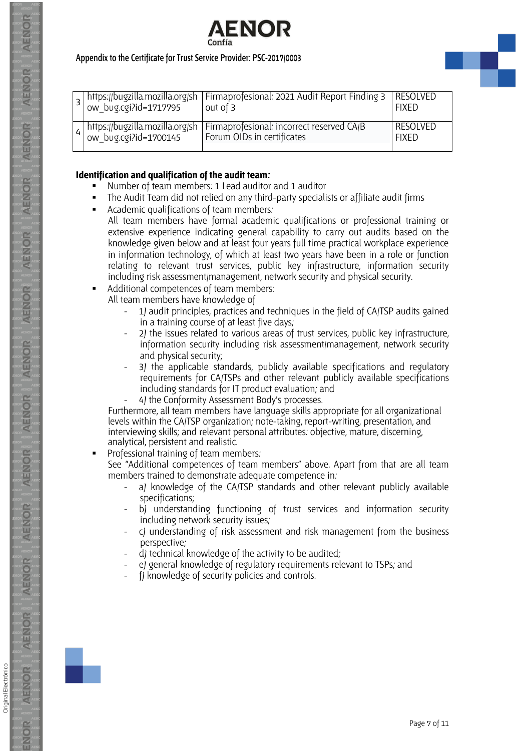| | | | |
|---|---|---|---|
| 3 | https://bugzilla.mozilla.org/show_bug.cgi?id=1717795 | Firmaprofesional: 2021 Audit Report Finding 3 out of 3 | RESOLVED FIXED |
| 4 | https://bugzilla.mozilla.org/show_bug.cgi?id=1700145 | Firmaprofesional: incorrect reserved CA/B Forum OIDs in certificates | RESOLVED FIXED |

**Identification and qualification of the audit team:**

- Number of team members: 1 Lead auditor and 1 auditor
- The Audit Team did not relied on any third-party specialists or affiliate audit firms
- Academic qualifications of team members:
  All team members have formal academic qualifications or professional training or extensive experience indicating general capability to carry out audits based on the knowledge given below and at least four years full time practical workplace experience in information technology, of which at least two years have been in a role or function relating to relevant trust services, public key infrastructure, information security including risk assessment/management, network security and physical security.
- Additional competences of team members:
  All team members have knowledge of
  - 1) audit principles, practices and techniques in the field of CA/TSP audits gained in a training course of at least five days;
  - 2) the issues related to various areas of trust services, public key infrastructure, information security including risk assessment/management, network security and physical security;
  - 3) the applicable standards, publicly available specifications and regulatory requirements for CA/TSPs and other relevant publicly available specifications including standards for IT product evaluation; and
  - 4) the Conformity Assessment Body's processes.

  Furthermore, all team members have language skills appropriate for all organizational levels within the CA/TSP organization; note-taking, report-writing, presentation, and interviewing skills; and relevant personal attributes: objective, mature, discerning, analytical, persistent and realistic.
- Professional training of team members:
  See "Additional competences of team members" above. Apart from that are all team members trained to demonstrate adequate competence in:
  - a) knowledge of the CA/TSP standards and other relevant publicly available specifications;
  - b) understanding functioning of trust services and information security including network security issues;
  - c) understanding of risk assessment and risk management from the business perspective;
  - d) technical knowledge of the activity to be audited;
  - e) general knowledge of regulatory requirements relevant to TSPs; and
  - f) knowledge of security policies and controls.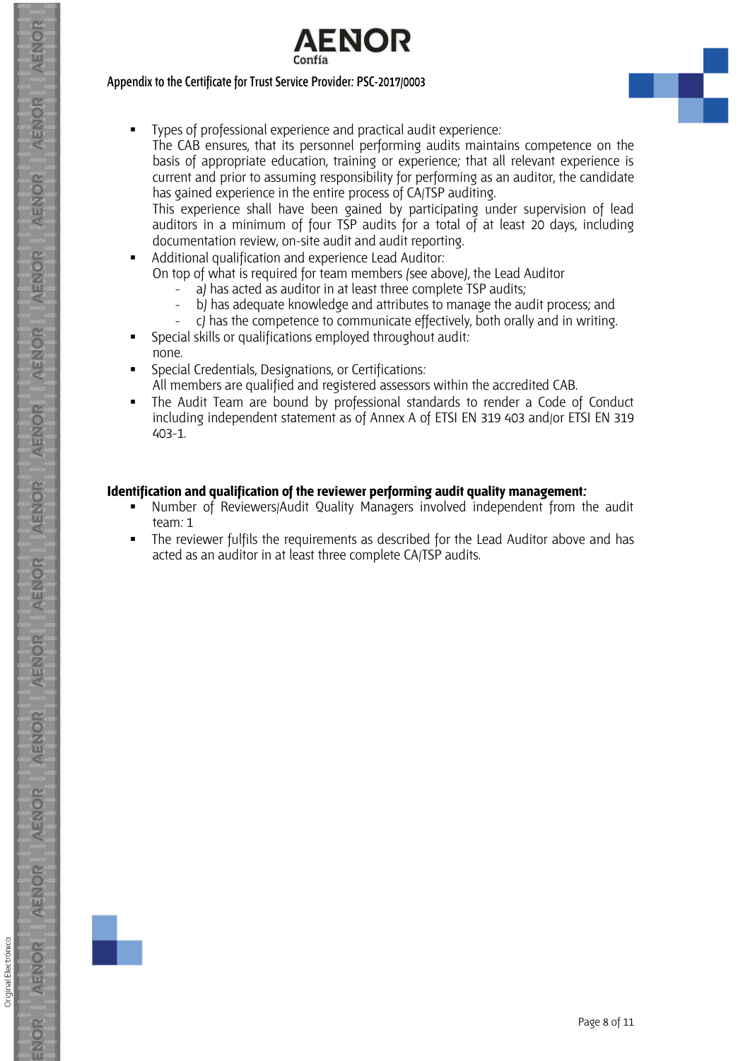- Types of professional experience and practical audit experience:
  The CAB ensures, that its personnel performing audits maintains competence on the basis of appropriate education, training or experience; that all relevant experience is current and prior to assuming responsibility for performing as an auditor, the candidate has gained experience in the entire process of CA/TSP auditing.
  This experience shall have been gained by participating under supervision of lead auditors in a minimum of four TSP audits for a total of at least 20 days, including documentation review, on-site audit and audit reporting.
- Additional qualification and experience Lead Auditor:
  On top of what is required for team members (see above), the Lead Auditor
  - a) has acted as auditor in at least three complete TSP audits;
  - b) has adequate knowledge and attributes to manage the audit process; and
  - c) has the competence to communicate effectively, both orally and in writing.
- Special skills or qualifications employed throughout audit:
  none.
- Special Credentials, Designations, or Certifications:
  All members are qualified and registered assessors within the accredited CAB.
- The Audit Team are bound by professional standards to render a Code of Conduct including independent statement as of Annex A of ETSI EN 319 403 and/or ETSI EN 319 403-1.

**Identification and qualification of the reviewer performing audit quality management:**

- Number of Reviewers/Audit Quality Managers involved independent from the audit team: 1
- The reviewer fulfils the requirements as described for the Lead Auditor above and has acted as an auditor in at least three complete CA/TSP audits.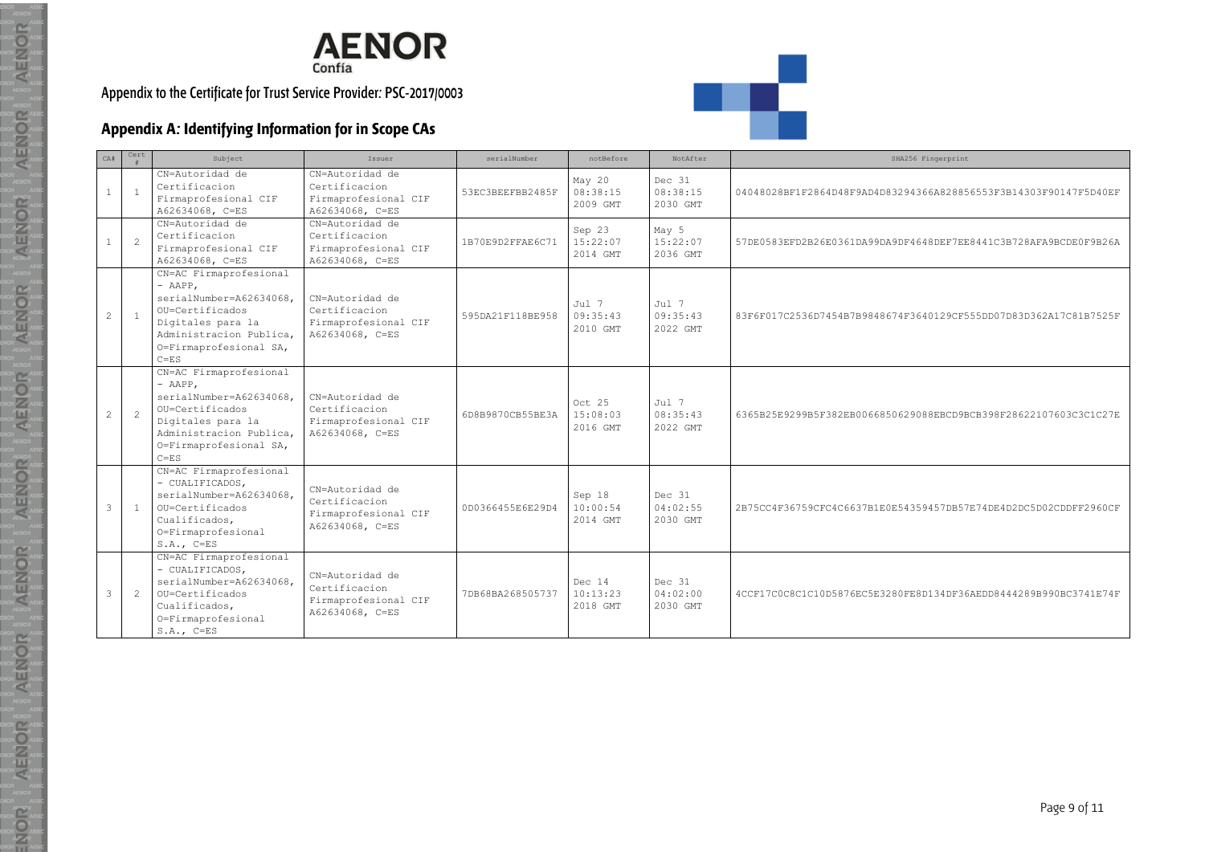AENOR
Confía

Appendix to the Certificate for Trust Service Provider: PSC-2017/0003

## Appendix A: Identifying Information for in Scope CAs

| CA# | Cert # | Subject | Issuer | serialNumber | notBefore | NotAfter | SHA256 Fingerprint |
|---|---|---|---|---|---|---|---|
| 1 | 1 | CN=Autoridad de Certificacion Firmaprofesional CIF A62634068, C=ES | CN=Autoridad de Certificacion Firmaprofesional CIF A62634068, C=ES | 53EC3BEEFBB2485F | May 20 08:38:15 2009 GMT | Dec 31 08:38:15 2030 GMT | 04048028BF1F2864D48F9AD4D83294366A828856553F3B14303F90147F5D40EF |
| 1 | 2 | CN=Autoridad de Certificacion Firmaprofesional CIF A62634068, C=ES | CN=Autoridad de Certificacion Firmaprofesional CIF A62634068, C=ES | 1B70E9D2FFAE6C71 | Sep 23 15:22:07 2014 GMT | May 5 15:22:07 2036 GMT | 57DE0583EFD2B26E0361DA99DA9DF4648DEF7EE8441C3B728AFA9BCDE0F9B26A |
| 2 | 1 | CN=AC Firmaprofesional - AAPP, serialNumber=A62634068, OU=Certificados Digitales para la Administracion Publica, O=Firmaprofesional SA, C=ES | CN=Autoridad de Certificacion Firmaprofesional CIF A62634068, C=ES | 595DA21F118BE958 | Jul 7 09:35:43 2010 GMT | Jul 7 09:35:43 2022 GMT | 83F6F017C2536D7454B7B9848674F3640129CF555DD07D83D362A17C81B7525F |
| 2 | 2 | CN=AC Firmaprofesional - AAPP, serialNumber=A62634068, OU=Certificados Digitales para la Administracion Publica, O=Firmaprofesional SA, C=ES | CN=Autoridad de Certificacion Firmaprofesional CIF A62634068, C=ES | 6D8B9870CB55BE3A | Oct 25 15:08:03 2016 GMT | Jul 7 08:35:43 2022 GMT | 6365B25E9299B5F382EB0066850629088EBCD9BCB398F28622107603C3C1C27E |
| 3 | 1 | CN=AC Firmaprofesional - CUALIFICADOS, serialNumber=A62634068, OU=Certificados Cualificados, O=Firmaprofesional S.A., C=ES | CN=Autoridad de Certificacion Firmaprofesional CIF A62634068, C=ES | 0D0366455E6E29D4 | Sep 18 10:00:54 2014 GMT | Dec 31 04:02:55 2030 GMT | 2B75CC4F36759CFC4C6637B1E0E54359457DB57E74DE4D2DC5D02CDDFF2960CF |
| 3 | 2 | CN=AC Firmaprofesional - CUALIFICADOS, serialNumber=A62634068, OU=Certificados Cualificados, O=Firmaprofesional S.A., C=ES | CN=Autoridad de Certificacion Firmaprofesional CIF A62634068, C=ES | 7DB68BA268505737 | Dec 14 10:13:23 2018 GMT | Dec 31 04:02:00 2030 GMT | 4CCF17C0C8C1C10D5876EC5E3280FE8D134DF36AEDD8444289B990BC3741E74F |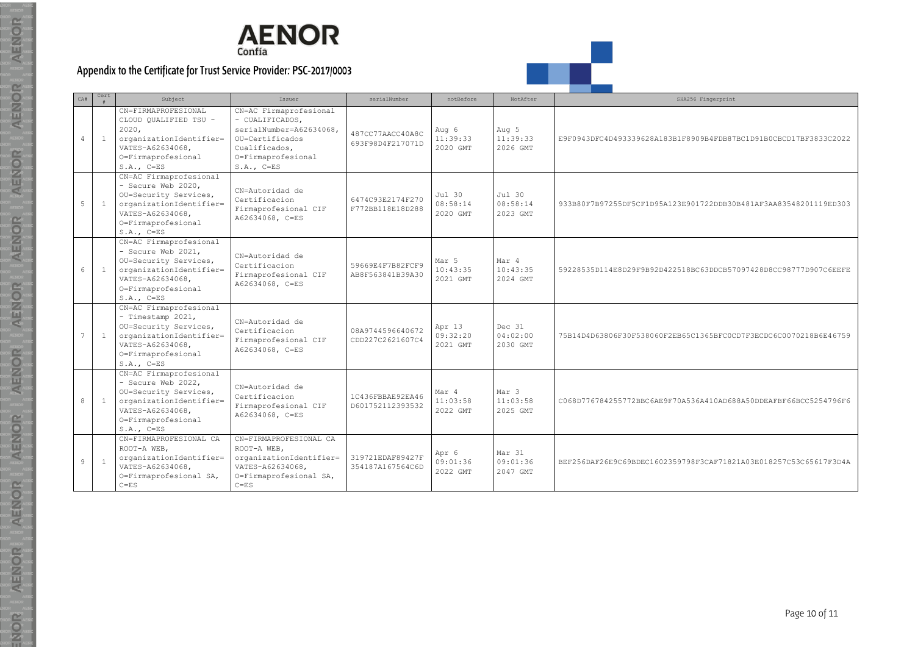## Appendix to the Certificate for Trust Service Provider: PSC-2017/0003

| CA# | Cert # | Subject | Issuer | serialNumber | notBefore | NotAfter | SHA256 Fingerprint |
|---|---|---|---|---|---|---|---|
| 4 | 1 | CN=FIRMAPROFESIONAL CLOUD QUALIFIED TSU - 2020, organizationIdentifier= VATES-A62634068, O=Firmaprofesional S.A., C=ES | CN=AC Firmaprofesional - CUALIFICADOS, serialNumber=A62634068, OU=Certificados Cualificados, O=Firmaprofesional S.A., C=ES | 487CC77AACC40A8C693F98D4F217071D | Aug 6 11:39:33 2020 GMT | Aug 5 11:39:33 2026 GMT | E9F0943DFC4D493339628A183B1F8909B4FDB87BC1D91B0CBCD17BF3833C2022 |
| 5 | 1 | CN=AC Firmaprofesional - Secure Web 2020, OU=Security Services, organizationIdentifier= VATES-A62634068, O=Firmaprofesional S.A., C=ES | CN=Autoridad de Certificacion Firmaprofesional CIF A62634068, C=ES | 6474C93E2174F270F772BB118E18D288 | Jul 30 08:58:14 2020 GMT | Jul 30 08:58:14 2023 GMT | 933B80F7B97255DF5CF1D95A123E901722DDB30B481AF3AA83548201119ED303 |
| 6 | 1 | CN=AC Firmaprofesional - Secure Web 2021, OU=Security Services, organizationIdentifier= VATES-A62634068, O=Firmaprofesional S.A., C=ES | CN=Autoridad de Certificacion Firmaprofesional CIF A62634068, C=ES | 59669E4F7B82FCF9AB8F563841B39A30 | Mar 5 10:43:35 2021 GMT | Mar 4 10:43:35 2024 GMT | 59228535D114E8D29F9B92D422518BC63DDCB57097428D8CC98777D907C6EEFE |
| 7 | 1 | CN=AC Firmaprofesional - Timestamp 2021, OU=Security Services, organizationIdentifier= VATES-A62634068, O=Firmaprofesional S.A., C=ES | CN=Autoridad de Certificacion Firmaprofesional CIF A62634068, C=ES | 08A9744596640672CDD227C2621607C4 | Apr 13 09:32:20 2021 GMT | Dec 31 04:02:00 2030 GMT | 75B14D4D63806F30F538060F2EB65C1365BFC0CD7F3ECDC6C0070218B6E46759 |
| 8 | 1 | CN=AC Firmaprofesional - Secure Web 2022, OU=Security Services, organizationIdentifier= VATES-A62634068, O=Firmaprofesional S.A., C=ES | CN=Autoridad de Certificacion Firmaprofesional CIF A62634068, C=ES | 1C436FBBAE92EA46D601752112393532 | Mar 4 11:03:58 2022 GMT | Mar 3 11:03:58 2025 GMT | C068D776784255772BBC6AE9F70A536A410AD688A50DDEAFBF66BCC5254796F6 |
| 9 | 1 | CN=FIRMAPROFESIONAL CA ROOT-A WEB, organizationIdentifier= VATES-A62634068, O=Firmaprofesional SA, C=ES | CN=FIRMAPROFESIONAL CA ROOT-A WEB, organizationIdentifier= VATES-A62634068, O=Firmaprofesional SA, C=ES | 319721EDAF89427F354187A167564C6D | Apr 6 09:01:36 2022 GMT | Mar 31 09:01:36 2047 GMT | BEF256DAF26E9C69BDEC1602359798F3CAF71821A03E018257C53C65617F3D4A |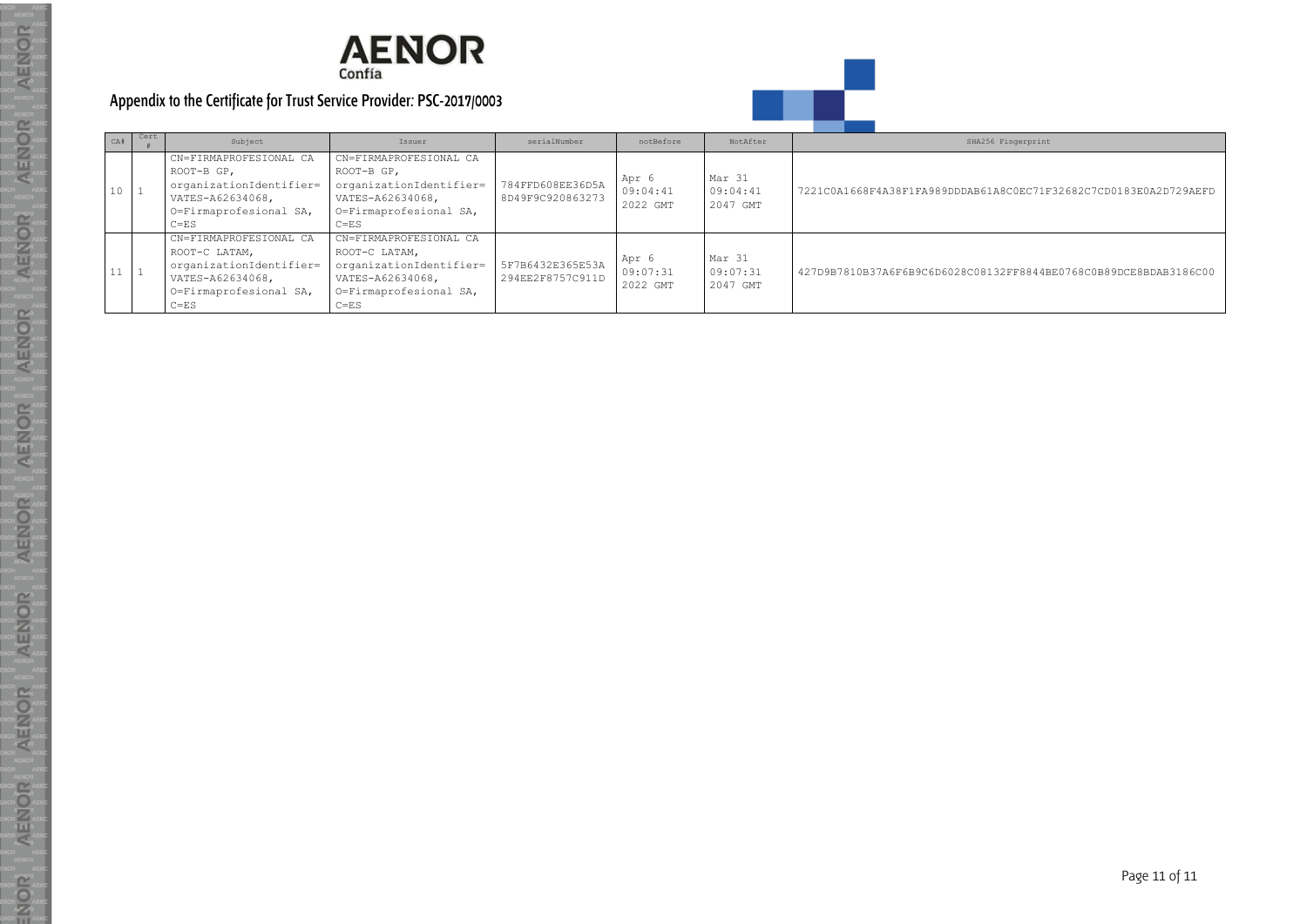# Appendix to the Certificate for Trust Service Provider: PSC-2017/0003

| CA# | Cert # | Subject | Issuer | serialNumber | notBefore | NotAfter | SHA256 Fingerprint |
|---|---|---|---|---|---|---|---|
| 10 | 1 | CN=FIRMAPROFESIONAL CA ROOT-B GP, organizationIdentifier= VATES-A62634068, O=Firmaprofesional SA, C=ES | CN=FIRMAPROFESIONAL CA ROOT-B GP, organizationIdentifier= VATES-A62634068, O=Firmaprofesional SA, C=ES | 784FFD608EE36D5A 8D49F9C920863273 | Apr 6 09:04:41 2022 GMT | Mar 31 09:04:41 2047 GMT | 7221C0A1668F4A38F1FA989DDDAB61A8C0EC71F32682C7CD0183E0A2D729AEFD |
| 11 | 1 | CN=FIRMAPROFESIONAL CA ROOT-C LATAM, organizationIdentifier= VATES-A62634068, O=Firmaprofesional SA, C=ES | CN=FIRMAPROFESIONAL CA ROOT-C LATAM, organizationIdentifier= VATES-A62634068, O=Firmaprofesional SA, C=ES | 5F7B6432E365E53A 294EE2F8757C911D | Apr 6 09:07:31 2022 GMT | Mar 31 09:07:31 2047 GMT | 427D9B7810B37A6F6B9C6D6028C08132FF8844BE0768C0B89DCE8BDAB3186C00 |